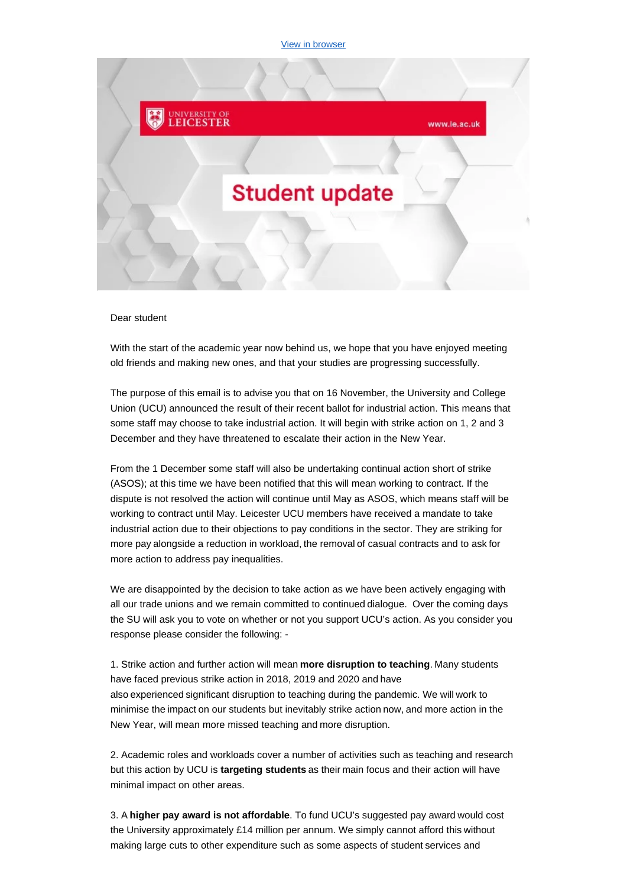View in browser

UNIVERSITY OF LEICESTER

www.le.ac.uk

# Student update

Dear student

With the start of the academic year now behind us, we hope that you have enjoyed meeting old friends and making new ones, and that your studies are progressing successfully.

The purpose of this email is to advise you that on 16 November, the University and College Union (UCU) announced the result of their recent ballot for industrial action. This means that some staff may choose to take industrial action. It will begin with strike action on 1, 2 and 3 December and they have threatened to escalate their action in the New Year.

From the 1 December some staff will also be undertaking continual action short of strike (ASOS); at this time we have been notified that this will mean working to contract. If the dispute is not resolved the action will continue until May as ASOS, which means staff will be working to contract until May. Leicester UCU members have received a mandate to take industrial action due to their objections to pay conditions in the sector. They are striking for more pay alongside a reduction in workload, the removal of casual contracts and to ask for more action to address pay inequalities.

We are disappointed by the decision to take action as we have been actively engaging with all our trade unions and we remain committed to continued dialogue. Over the coming days the SU will ask you to vote on whether or not you support UCU's action. As you consider you response please consider the following: -

1. Strike action and further action will mean **more disruption to teaching**. Many students have faced previous strike action in 2018, 2019 and 2020 and have also experienced significant disruption to teaching during the pandemic. We will work to minimise the impact on our students but inevitably strike action now, and more action in the New Year, will mean more missed teaching and more disruption.

2. Academic roles and workloads cover a number of activities such as teaching and research but this action by UCU is **targeting students** as their main focus and their action will have minimal impact on other areas.

3. A **higher pay award is not affordable**. To fund UCU's suggested pay award would cost the University approximately £14 million per annum. We simply cannot afford this without making large cuts to other expenditure such as some aspects of student services and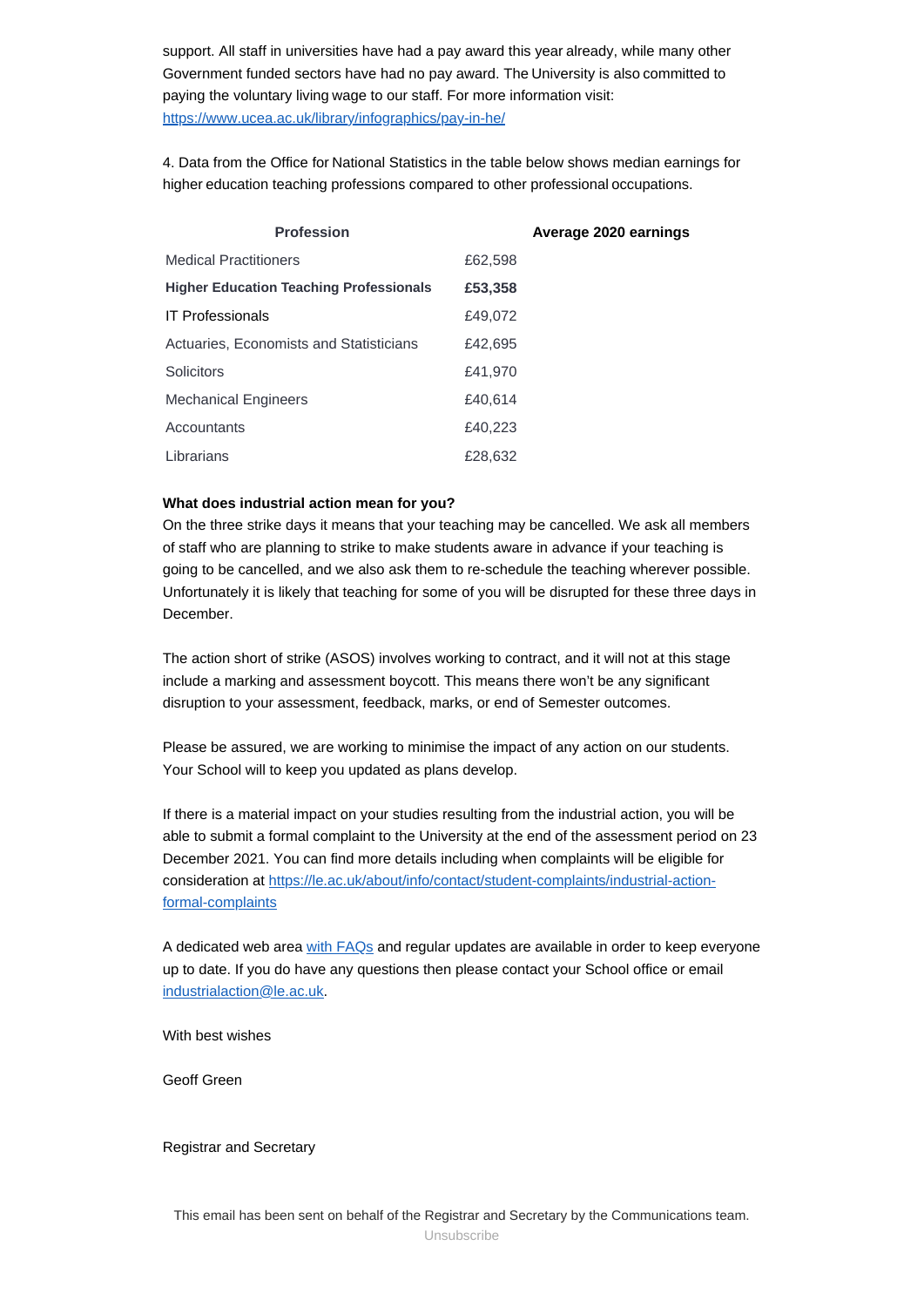support. All staff in universities have had a pay award this year already, while many other Government funded sectors have had no pay award. The University is also committed to paying the voluntary living wage to our staff. For more information visit: https://www.ucea.ac.uk/library/infographics/pay-in-he/

4. Data from the Office for National Statistics in the table below shows median earnings for higher education teaching professions compared to other professional occupations.

| Profession | Average 2020 earnings |
|---|---|
| Medical Practitioners | £62,598 |
| **Higher Education Teaching Professionals** | **£53,358** |
| IT Professionals | £49,072 |
| Actuaries, Economists and Statisticians | £42,695 |
| Solicitors | £41,970 |
| Mechanical Engineers | £40,614 |
| Accountants | £40,223 |
| Librarians | £28,632 |

**What does industrial action mean for you?**

On the three strike days it means that your teaching may be cancelled. We ask all members of staff who are planning to strike to make students aware in advance if your teaching is going to be cancelled, and we also ask them to re-schedule the teaching wherever possible. Unfortunately it is likely that teaching for some of you will be disrupted for these three days in December.

The action short of strike (ASOS) involves working to contract, and it will not at this stage include a marking and assessment boycott. This means there won't be any significant disruption to your assessment, feedback, marks, or end of Semester outcomes.

Please be assured, we are working to minimise the impact of any action on our students. Your School will to keep you updated as plans develop.

If there is a material impact on your studies resulting from the industrial action, you will be able to submit a formal complaint to the University at the end of the assessment period on 23 December 2021. You can find more details including when complaints will be eligible for consideration at https://le.ac.uk/about/info/contact/student-complaints/industrial-action-formal-complaints

A dedicated web area with FAQs and regular updates are available in order to keep everyone up to date. If you do have any questions then please contact your School office or email industrialaction@le.ac.uk.

With best wishes

Geoff Green

Registrar and Secretary

This email has been sent on behalf of the Registrar and Secretary by the Communications team.
Unsubscribe